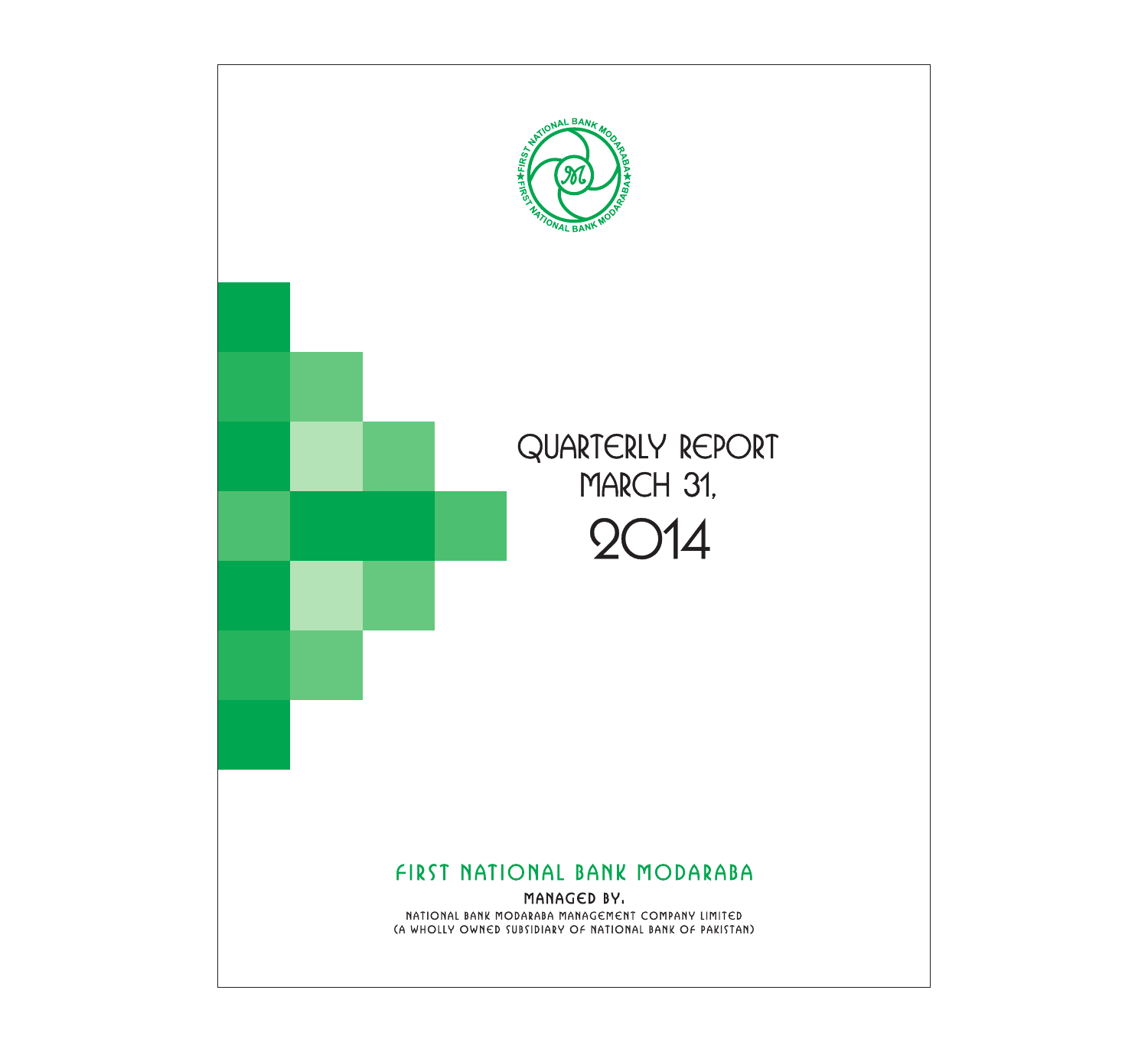# QUARTERLY REPORT MARCH 31, 2014

## FIRST NATIONAL BANK MODARABA

**MANAGED BY:**

NATIONAL BANK MODARABA MANAGEMENT COMPANY LIMITED
(A WHOLLY OWNED SUBSIDIARY OF NATIONAL BANK OF PAKISTAN)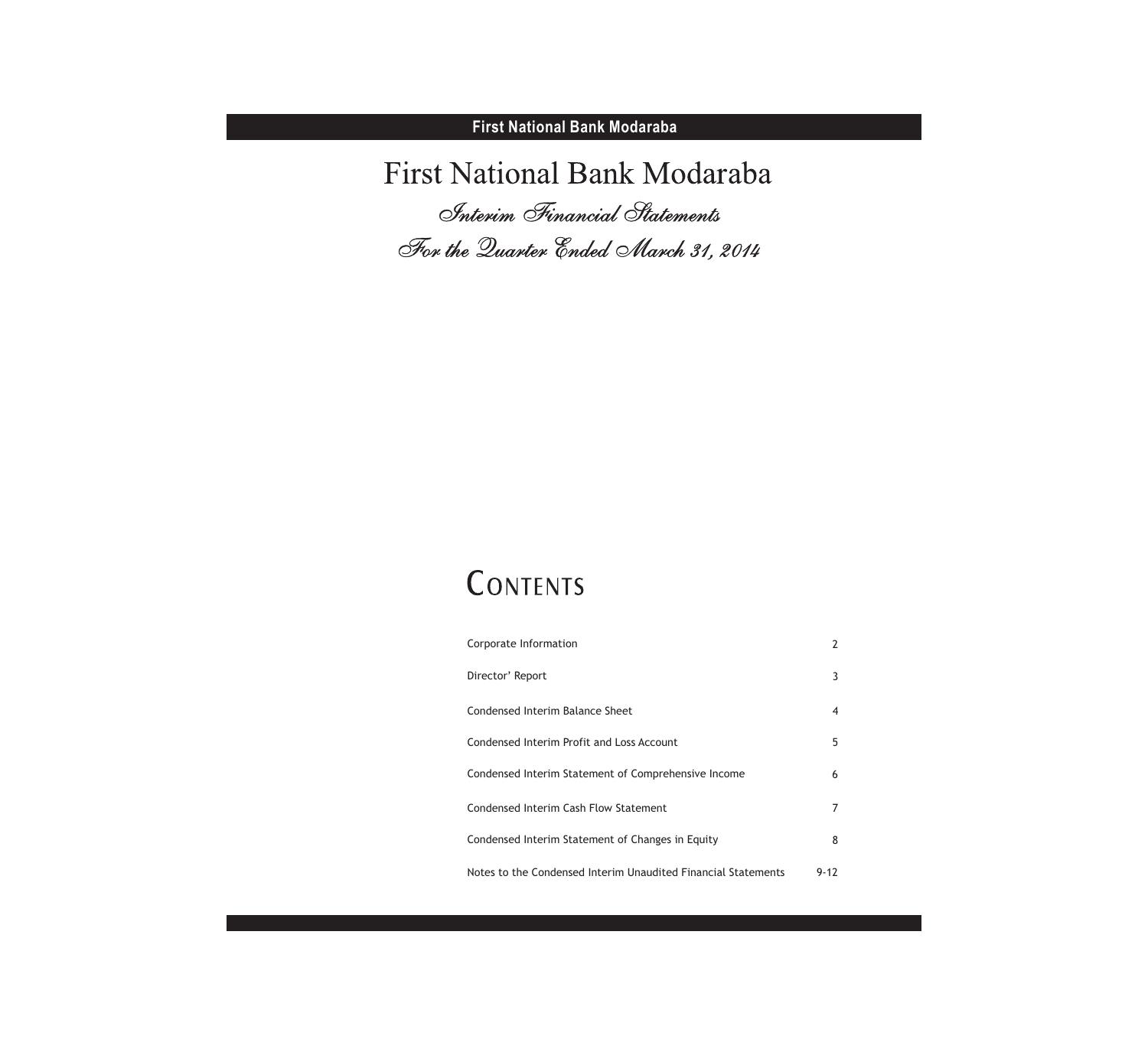# First National Bank Modaraba

## *Interim Financial Statements*

## *For the Quarter Ended March 31, 2014*

# CONTENTS

| | |
|---|---|
| Corporate Information | 2 |
| Director' Report | 3 |
| Condensed Interim Balance Sheet | 4 |
| Condensed Interim Profit and Loss Account | 5 |
| Condensed Interim Statement of Comprehensive Income | 6 |
| Condensed Interim Cash Flow Statement | 7 |
| Condensed Interim Statement of Changes in Equity | 8 |
| Notes to the Condensed Interim Unaudited Financial Statements | 9-12 |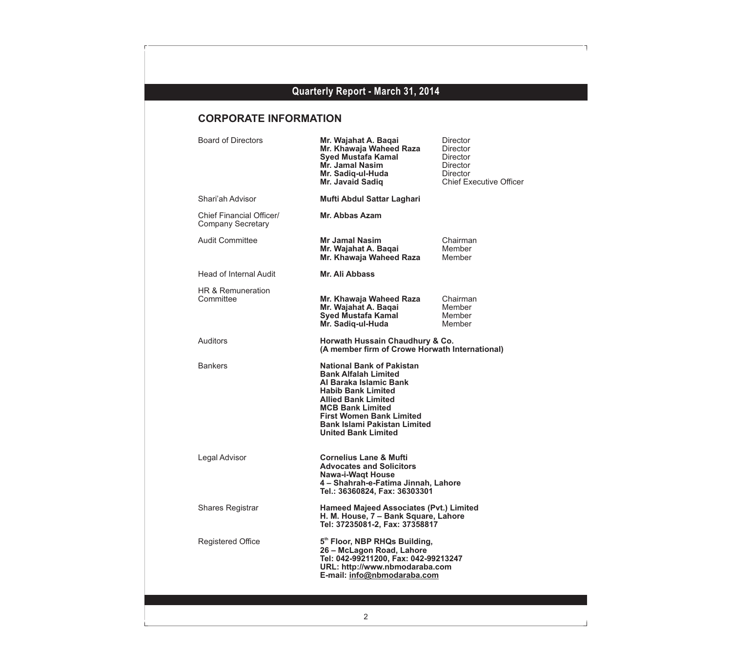## CORPORATE INFORMATION

| | | |
|---|---|---|
| Board of Directors | **Mr. Wajahat A. Baqai** | Director |
| | **Mr. Khawaja Waheed Raza** | Director |
| | **Syed Mustafa Kamal** | Director |
| | **Mr. Jamal Nasim** | Director |
| | **Mr. Sadiq-ul-Huda** | Director |
| | **Mr. Javaid Sadiq** | Chief Executive Officer |
| Shari'ah Advisor | **Mufti Abdul Sattar Laghari** | |
| Chief Financial Officer/ Company Secretary | **Mr. Abbas Azam** | |
| Audit Committee | **Mr Jamal Nasim** | Chairman |
| | **Mr. Wajahat A. Baqai** | Member |
| | **Mr. Khawaja Waheed Raza** | Member |
| Head of Internal Audit | **Mr. Ali Abbass** | |
| HR & Remuneration Committee | **Mr. Khawaja Waheed Raza** | Chairman |
| | **Mr. Wajahat A. Baqai** | Member |
| | **Syed Mustafa Kamal** | Member |
| | **Mr. Sadiq-ul-Huda** | Member |

Auditors

**Horwath Hussain Chaudhury & Co.**
**(A member firm of Crowe Horwath International)**

Bankers

**National Bank of Pakistan**
**Bank Alfalah Limited**
**Al Baraka Islamic Bank**
**Habib Bank Limited**
**Allied Bank Limited**
**MCB Bank Limited**
**First Women Bank Limited**
**Bank Islami Pakistan Limited**
**United Bank Limited**

Legal Advisor

**Cornelius Lane & Mufti**
**Advocates and Solicitors**
**Nawa-i-Waqt House**
**4 – Shahrah-e-Fatima Jinnah, Lahore**
**Tel.: 36360824, Fax: 36303301**

Shares Registrar

**Hameed Majeed Associates (Pvt.) Limited**
**H. M. House, 7 – Bank Square, Lahore**
**Tel: 37235081-2, Fax: 37358817**

Registered Office

**5th Floor, NBP RHQs Building,**
**26 – McLagon Road, Lahore**
**Tel: 042-99211200, Fax: 042-99213247**
**URL: http://www.nbmodaraba.com**
**E-mail: info@nbmodaraba.com**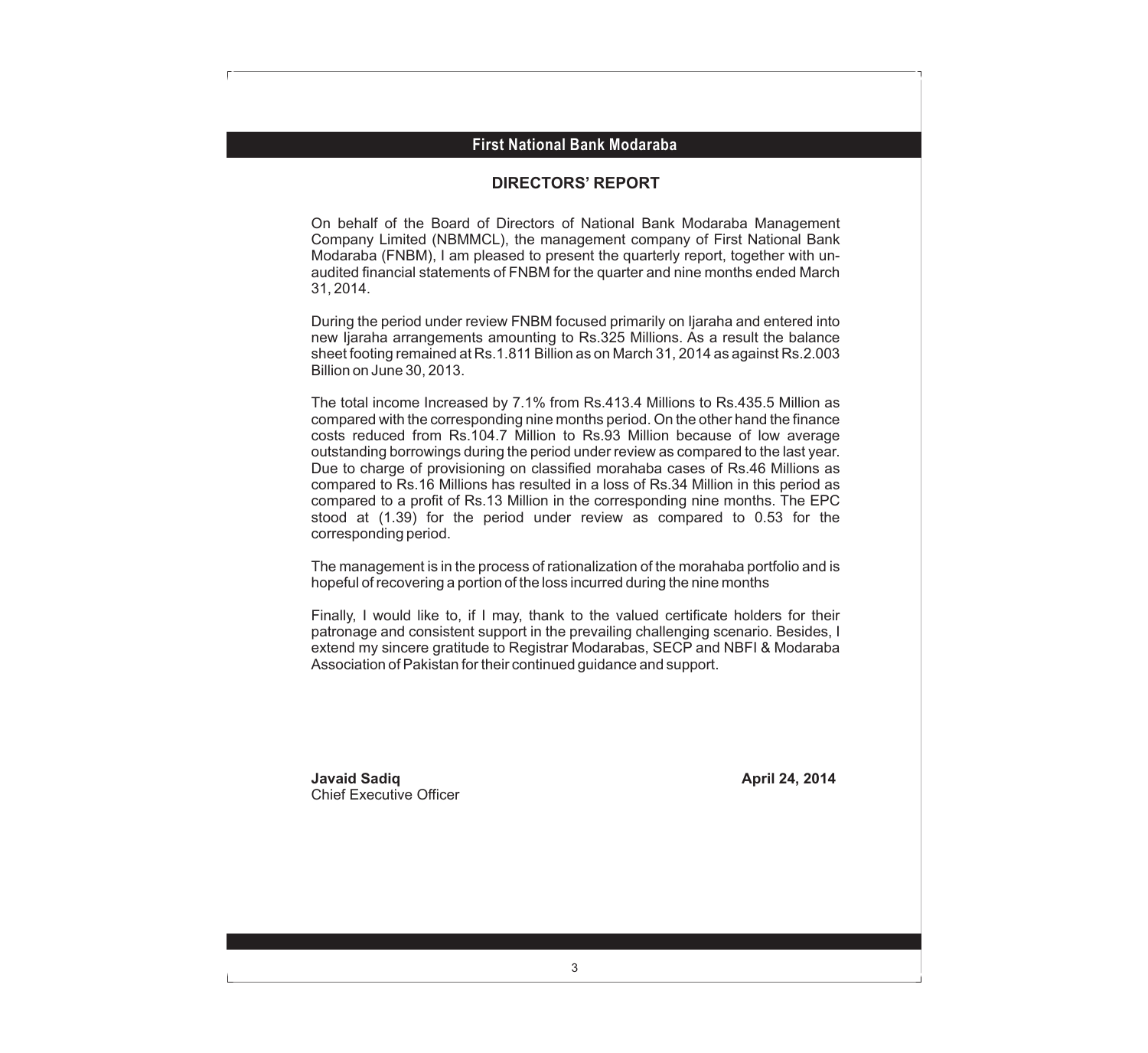# DIRECTORS' REPORT

On behalf of the Board of Directors of National Bank Modaraba Management Company Limited (NBMMCL), the management company of First National Bank Modaraba (FNBM), I am pleased to present the quarterly report, together with un-audited financial statements of FNBM for the quarter and nine months ended March 31, 2014.

During the period under review FNBM focused primarily on Ijaraha and entered into new Ijaraha arrangements amounting to Rs.325 Millions. As a result the balance sheet footing remained at Rs.1.811 Billion as on March 31, 2014 as against Rs.2.003 Billion on June 30, 2013.

The total income Increased by 7.1% from Rs.413.4 Millions to Rs.435.5 Million as compared with the corresponding nine months period. On the other hand the finance costs reduced from Rs.104.7 Million to Rs.93 Million because of low average outstanding borrowings during the period under review as compared to the last year. Due to charge of provisioning on classified morahaba cases of Rs.46 Millions as compared to Rs.16 Millions has resulted in a loss of Rs.34 Million in this period as compared to a profit of Rs.13 Million in the corresponding nine months. The EPC stood at (1.39) for the period under review as compared to 0.53 for the corresponding period.

The management is in the process of rationalization of the morahaba portfolio and is hopeful of recovering a portion of the loss incurred during the nine months

Finally, I would like to, if I may, thank to the valued certificate holders for their patronage and consistent support in the prevailing challenging scenario. Besides, I extend my sincere gratitude to Registrar Modarabas, SECP and NBFI & Modaraba Association of Pakistan for their continued guidance and support.

**Javaid Sadiq**
Chief Executive Officer

**April 24, 2014**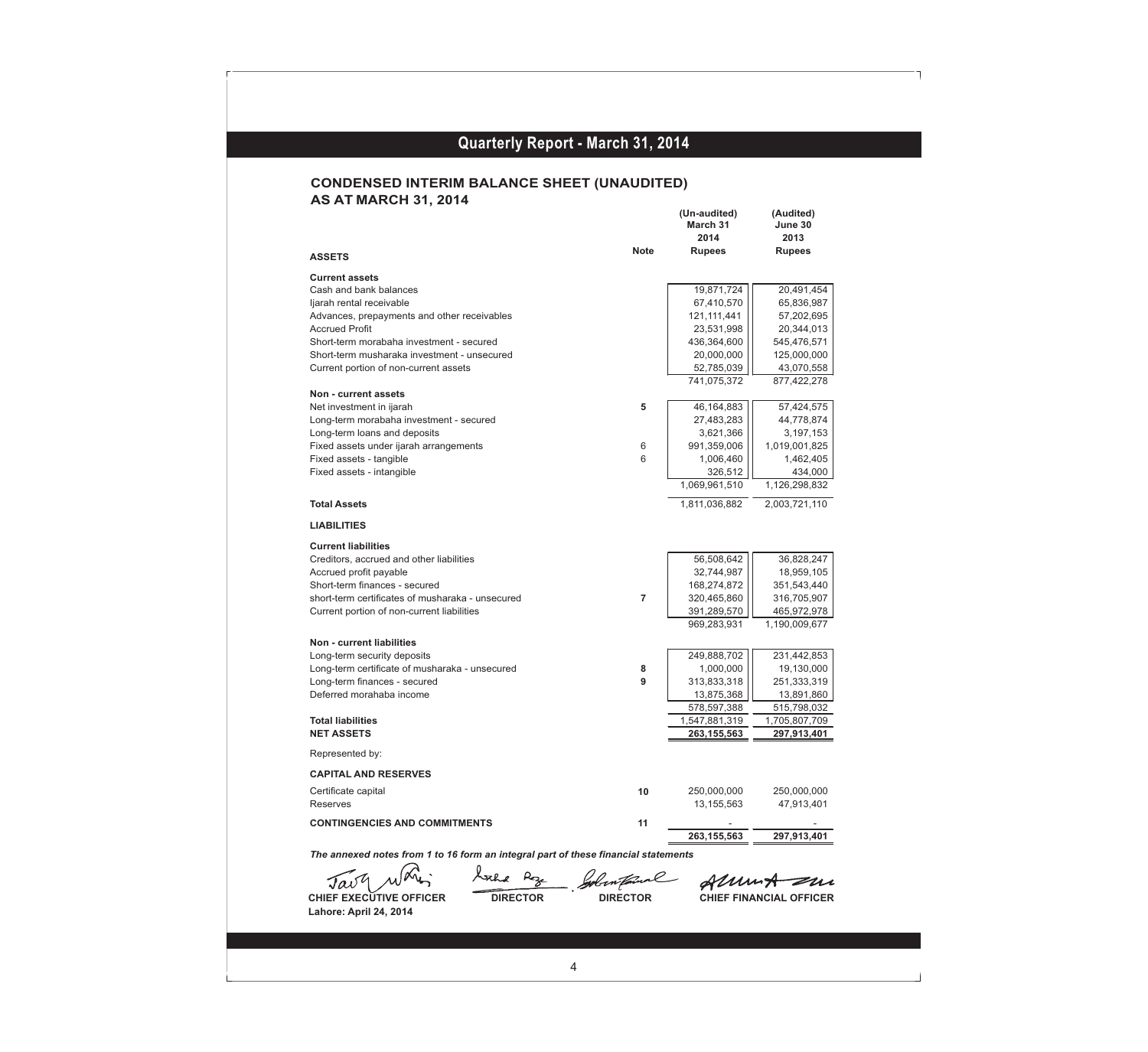## Quarterly Report - March 31, 2014

### CONDENSED INTERIM BALANCE SHEET (UNAUDITED)
### AS AT MARCH 31, 2014

| | Note | (Un-audited) March 31 2014 Rupees | (Audited) June 30 2013 Rupees |
|---|---|---|---|
| **ASSETS** | | | |
| **Current assets** | | | |
| Cash and bank balances | | 19,871,724 | 20,491,454 |
| Ijarah rental receivable | | 67,410,570 | 65,836,987 |
| Advances, prepayments and other receivables | | 121,111,441 | 57,202,695 |
| Accrued Profit | | 23,531,998 | 20,344,013 |
| Short-term morabaha investment - secured | | 436,364,600 | 545,476,571 |
| Short-term musharaka investment - unsecured | | 20,000,000 | 125,000,000 |
| Current portion of non-current assets | | 52,785,039 | 43,070,558 |
| | | 741,075,372 | 877,422,278 |
| **Non - current assets** | | | |
| Net investment in ijarah | 5 | 46,164,883 | 57,424,575 |
| Long-term morabaha investment - secured | | 27,483,283 | 44,778,874 |
| Long-term loans and deposits | | 3,621,366 | 3,197,153 |
| Fixed assets under ijarah arrangements | 6 | 991,359,006 | 1,019,001,825 |
| Fixed assets - tangible | 6 | 1,006,460 | 1,462,405 |
| Fixed assets - intangible | | 326,512 | 434,000 |
| | | 1,069,961,510 | 1,126,298,832 |
| **Total Assets** | | 1,811,036,882 | 2,003,721,110 |
| **LIABILITIES** | | | |
| **Current liabilities** | | | |
| Creditors, accrued and other liabilities | | 56,508,642 | 36,828,247 |
| Accrued profit payable | | 32,744,987 | 18,959,105 |
| Short-term finances - secured | | 168,274,872 | 351,543,440 |
| short-term certificates of musharaka - unsecured | 7 | 320,465,860 | 316,705,907 |
| Current portion of non-current liabilities | | 391,289,570 | 465,972,978 |
| | | 969,283,931 | 1,190,009,677 |
| **Non - current liabilities** | | | |
| Long-term security deposits | | 249,888,702 | 231,442,853 |
| Long-term certificate of musharaka - unsecured | 8 | 1,000,000 | 19,130,000 |
| Long-term finances - secured | 9 | 313,833,318 | 251,333,319 |
| Deferred morahaba income | | 13,875,368 | 13,891,860 |
| | | 578,597,388 | 515,798,032 |
| **Total liabilities** | | 1,547,881,319 | 1,705,807,709 |
| **NET ASSETS** | | **263,155,563** | **297,913,401** |
| Represented by: | | | |
| **CAPITAL AND RESERVES** | | | |
| Certificate capital | 10 | 250,000,000 | 250,000,000 |
| Reserves | | 13,155,563 | 47,913,401 |
| **CONTINGENCIES AND COMMITMENTS** | 11 | - | - |
| | | **263,155,563** | **297,913,401** |

***The annexed notes from 1 to 16 form an integral part of these financial statements***

**CHIEF EXECUTIVE OFFICER** | **DIRECTOR** | **DIRECTOR** | **CHIEF FINANCIAL OFFICER**

**Lahore: April 24, 2014**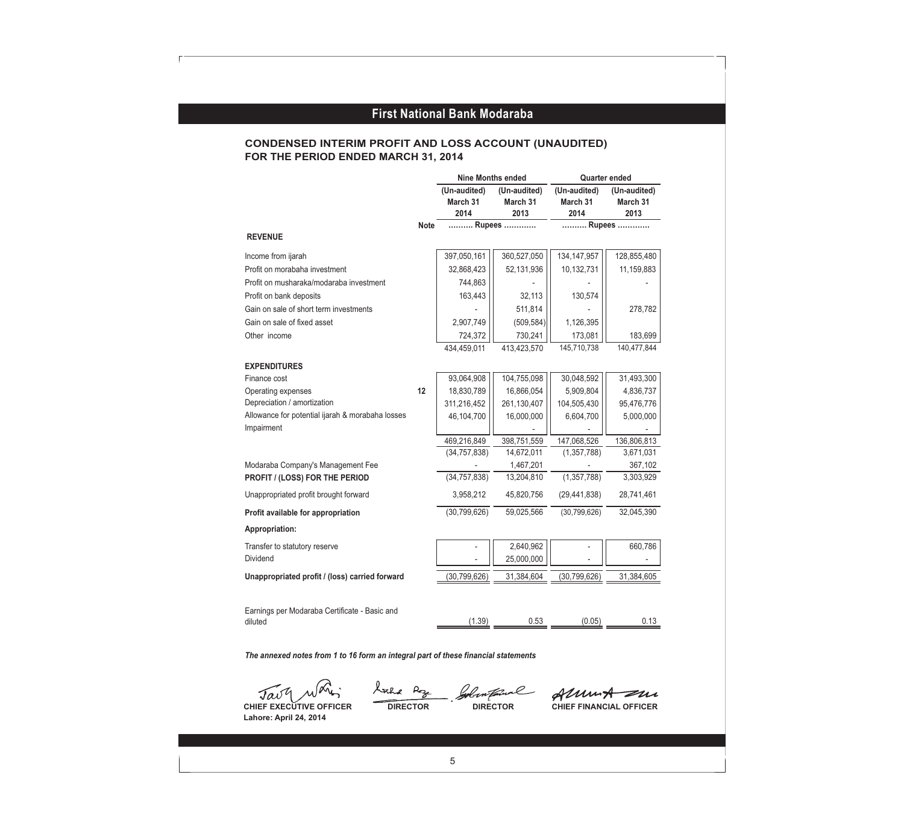## First National Bank Modaraba

### CONDENSED INTERIM PROFIT AND LOSS ACCOUNT (UNAUDITED)
### FOR THE PERIOD ENDED MARCH 31, 2014

| | Note | Nine Months ended | | Quarter ended | |
|---|---|---|---|---|---|
| | | (Un-audited) March 31 2014 | (Un-audited) March 31 2013 | (Un-audited) March 31 2014 | (Un-audited) March 31 2013 |
| | | ……… Rupees ………… | | ……… Rupees ………… | |
| **REVENUE** | | | | | |
| Income from ijarah | | 397,050,161 | 360,527,050 | 134,147,957 | 128,855,480 |
| Profit on morabaha investment | | 32,868,423 | 52,131,936 | 10,132,731 | 11,159,883 |
| Profit on musharaka/modaraba investment | | 744,863 | - | - | - |
| Profit on bank deposits | | 163,443 | 32,113 | 130,574 | |
| Gain on sale of short term investments | | - | 511,814 | - | 278,782 |
| Gain on sale of fixed asset | | 2,907,749 | (509,584) | 1,126,395 | |
| Other income | | 724,372 | 730,241 | 173,081 | 183,699 |
| | | 434,459,011 | 413,423,570 | 145,710,738 | 140,477,844 |
| **EXPENDITURES** | | | | | |
| Finance cost | | 93,064,908 | 104,755,098 | 30,048,592 | 31,493,300 |
| Operating expenses | 12 | 18,830,789 | 16,866,054 | 5,909,804 | 4,836,737 |
| Depreciation / amortization | | 311,216,452 | 261,130,407 | 104,505,430 | 95,476,776 |
| Allowance for potential ijarah & morabaha losses | | 46,104,700 | 16,000,000 | 6,604,700 | 5,000,000 |
| Impairment | | - | - | - | - |
| | | 469,216,849 | 398,751,559 | 147,068,526 | 136,806,813 |
| | | (34,757,838) | 14,672,011 | (1,357,788) | 3,671,031 |
| Modaraba Company's Management Fee | | - | 1,467,201 | - | 367,102 |
| **PROFIT / (LOSS) FOR THE PERIOD** | | (34,757,838) | 13,204,810 | (1,357,788) | 3,303,929 |
| Unappropriated profit brought forward | | 3,958,212 | 45,820,756 | (29,441,838) | 28,741,461 |
| **Profit available for appropriation** | | (30,799,626) | 59,025,566 | (30,799,626) | 32,045,390 |
| **Appropriation:** | | | | | |
| Transfer to statutory reserve | | - | 2,640,962 | - | 660,786 |
| Dividend | | - | 25,000,000 | - | - |
| **Unappropriated profit / (loss) carried forward** | | (30,799,626) | 31,384,604 | (30,799,626) | 31,384,605 |
| Earnings per Modaraba Certificate - Basic and diluted | | (1.39) | 0.53 | (0.05) | 0.13 |

*The annexed notes from 1 to 16 form an integral part of these financial statements*

**CHIEF EXECUTIVE OFFICER** **DIRECTOR** **DIRECTOR** **CHIEF FINANCIAL OFFICER**

**Lahore: April 24, 2014**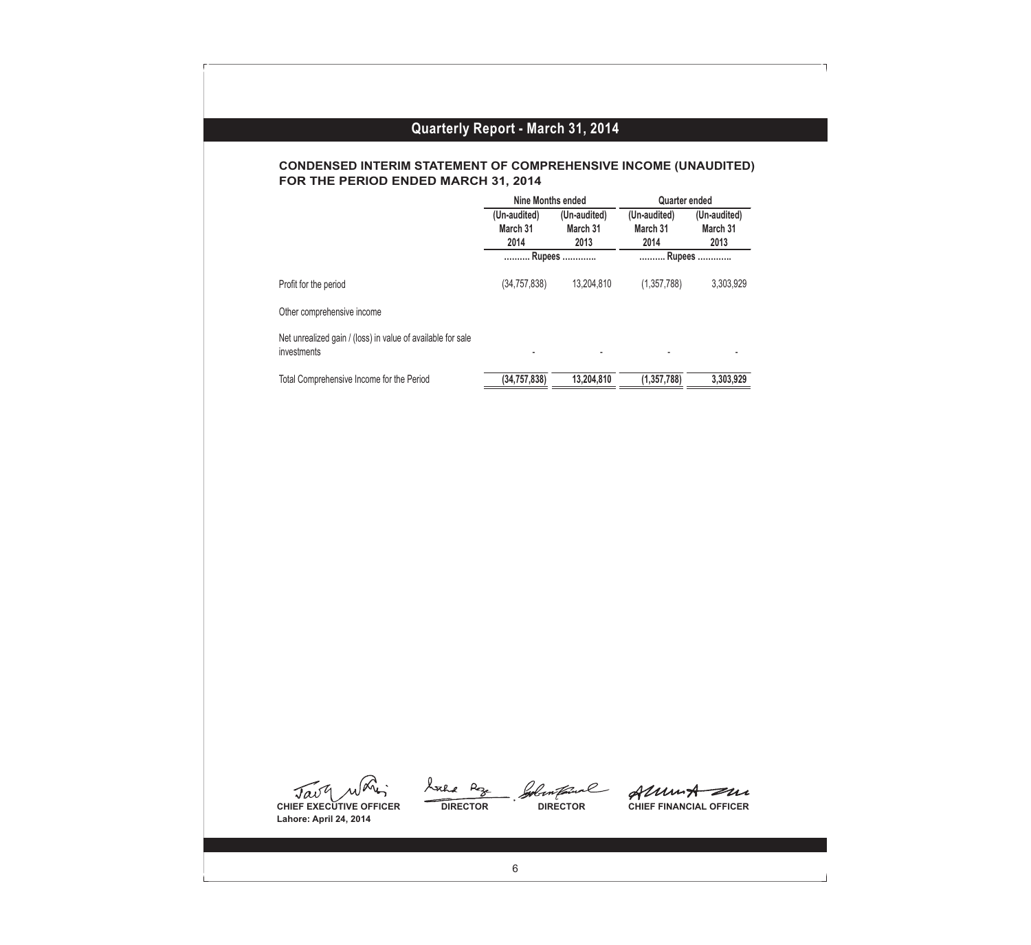## Quarterly Report - March 31, 2014

### CONDENSED INTERIM STATEMENT OF COMPREHENSIVE INCOME (UNAUDITED)
### FOR THE PERIOD ENDED MARCH 31, 2014

| | Nine Months ended | | Quarter ended | |
|---|---|---|---|---|
| | (Un-audited) March 31 2014 | (Un-audited) March 31 2013 | (Un-audited) March 31 2014 | (Un-audited) March 31 2013 |
| | .......... Rupees ............ | | .......... Rupees ............ | |
| Profit for the period | (34,757,838) | 13,204,810 | (1,357,788) | 3,303,929 |
| Other comprehensive income | | | | |
| Net unrealized gain / (loss) in value of available for sale investments | - | - | - | - |
| Total Comprehensive Income for the Period | **(34,757,838)** | **13,204,810** | **(1,357,788)** | **3,303,929** |

**CHIEF EXECUTIVE OFFICER** &nbsp;&nbsp; **DIRECTOR** &nbsp;&nbsp; **DIRECTOR** &nbsp;&nbsp; **CHIEF FINANCIAL OFFICER**

**Lahore: April 24, 2014**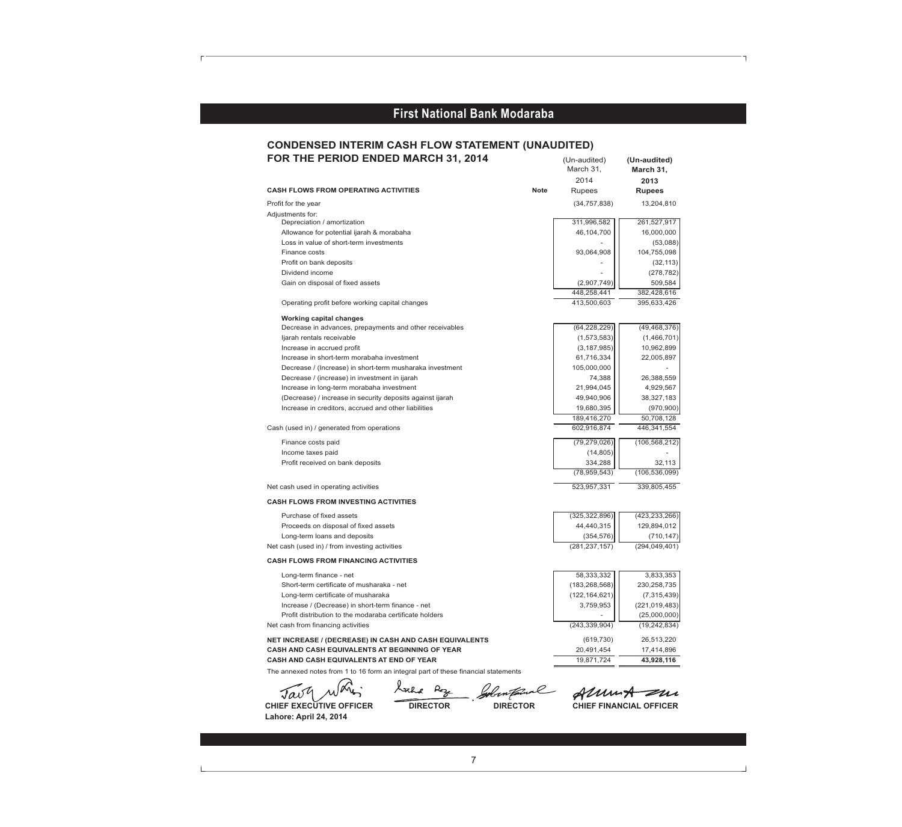## First National Bank Modaraba

### CONDENSED INTERIM CASH FLOW STATEMENT (UNAUDITED)
### FOR THE PERIOD ENDED MARCH 31, 2014

| | Note | (Un-audited) March 31, 2014 Rupees | **(Un-audited) March 31, 2013 Rupees** |
|---|---|---|---|
| **CASH FLOWS FROM OPERATING ACTIVITIES** | | | |
| Profit for the year | | (34,757,838) | 13,204,810 |
| Adjustments for: | | | |
| Depreciation / amortization | | 311,996,582 | 261,527,917 |
| Allowance for potential ijarah & morabaha | | 46,104,700 | 16,000,000 |
| Loss in value of short-term investments | | - | (53,088) |
| Finance costs | | 93,064,908 | 104,755,098 |
| Profit on bank deposits | | - | (32,113) |
| Dividend income | | - | (278,782) |
| Gain on disposal of fixed assets | | (2,907,749) | 509,584 |
| | | 448,258,441 | 382,428,616 |
| Operating profit before working capital changes | | 413,500,603 | 395,633,426 |
| **Working capital changes** | | | |
| Decrease in advances, prepayments and other receivables | | (64,228,229) | (49,468,376) |
| Ijarah rentals receivable | | (1,573,583) | (1,466,701) |
| Increase in accrued profit | | (3,187,985) | 10,962,899 |
| Increase in short-term morabaha investment | | 61,716,334 | 22,005,897 |
| Decrease / (Increase) in short-term musharaka investment | | 105,000,000 | - |
| Decrease / (increase) in investment in ijarah | | 74,388 | 26,388,559 |
| Increase in long-term morabaha investment | | 21,994,045 | 4,929,567 |
| (Decrease) / increase in security deposits against ijarah | | 49,940,906 | 38,327,183 |
| Increase in creditors, accrued and other liabilities | | 19,680,395 | (970,900) |
| | | 189,416,270 | 50,708,128 |
| Cash (used in) / generated from operations | | 602,916,874 | 446,341,554 |
| Finance costs paid | | (79,279,026) | (106,568,212) |
| Income taxes paid | | (14,805) | - |
| Profit received on bank deposits | | 334,288 | 32,113 |
| | | (78,959,543) | (106,536,099) |
| Net cash used in operating activities | | 523,957,331 | 339,805,455 |
| **CASH FLOWS FROM INVESTING ACTIVITIES** | | | |
| Purchase of fixed assets | | (325,322,896) | (423,233,266) |
| Proceeds on disposal of fixed assets | | 44,440,315 | 129,894,012 |
| Long-term loans and deposits | | (354,576) | (710,147) |
| Net cash (used in) / from investing activities | | (281,237,157) | (294,049,401) |
| **CASH FLOWS FROM FINANCING ACTIVITIES** | | | |
| Long-term finance - net | | 58,333,332 | 3,833,353 |
| Short-term certificate of musharaka - net | | (183,268,568) | 230,258,735 |
| Long-term certificate of musharaka | | (122,164,621) | (7,315,439) |
| Increase / (Decrease) in short-term finance - net | | 3,759,953 | (221,019,483) |
| Profit distribution to the modaraba certificate holders | | - | (25,000,000) |
| Net cash from financing activities | | (243,339,904) | (19,242,834) |
| **NET INCREASE / (DECREASE) IN CASH AND CASH EQUIVALENTS** | | (619,730) | 26,513,220 |
| **CASH AND CASH EQUIVALENTS AT BEGINNING OF YEAR** | | 20,491,454 | 17,414,896 |
| **CASH AND CASH EQUIVALENTS AT END OF YEAR** | | 19,871,724 | **43,928,116** |

The annexed notes from 1 to 16 form an integral part of these financial statements

**CHIEF EXECUTIVE OFFICER** **DIRECTOR** **DIRECTOR** **CHIEF FINANCIAL OFFICER**

**Lahore: April 24, 2014**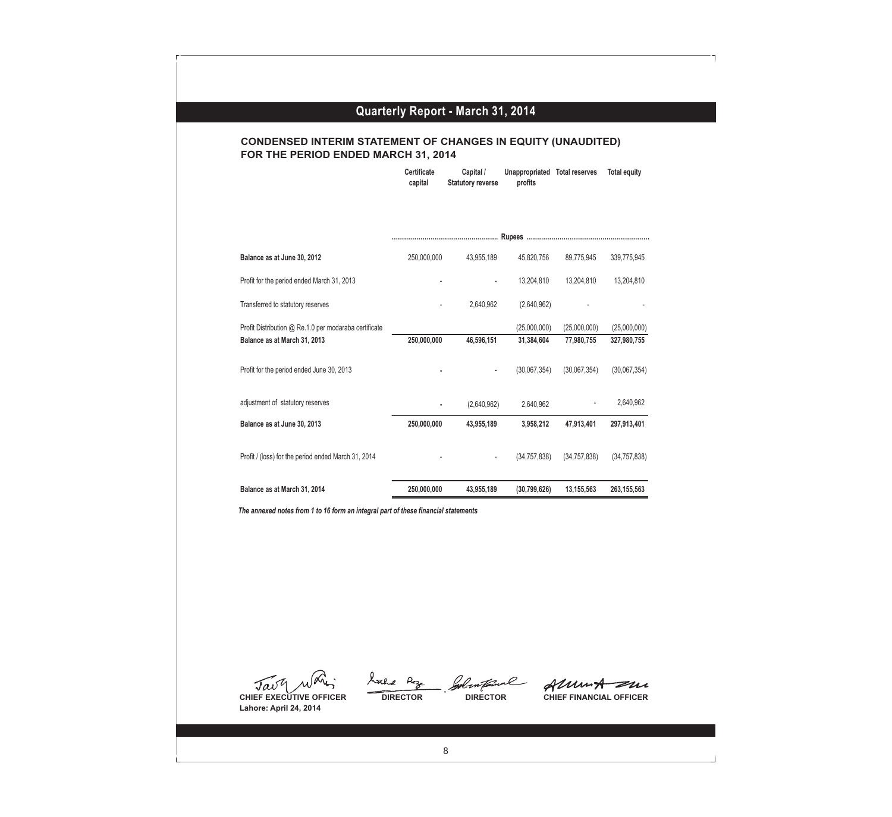## CONDENSED INTERIM STATEMENT OF CHANGES IN EQUITY (UNAUDITED)
## FOR THE PERIOD ENDED MARCH 31, 2014

| | Certificate capital | Capital / Statutory reverse | Unappropriated profits | Total reserves | Total equity |
|---|---|---|---|---|---|
| | ........................................ | ........................................ | Rupees | ........................................ | ........................................ |
| **Balance as at June 30, 2012** | 250,000,000 | 43,955,189 | 45,820,756 | 89,775,945 | 339,775,945 |
| Profit for the period ended March 31, 2013 | - | - | 13,204,810 | 13,204,810 | 13,204,810 |
| Transferred to statutory reserves | - | 2,640,962 | (2,640,962) | - | - |
| Profit Distribution @ Re.1.0 per modaraba certificate | | | (25,000,000) | (25,000,000) | (25,000,000) |
| **Balance as at March 31, 2013** | **250,000,000** | **46,596,151** | **31,384,604** | **77,980,755** | **327,980,755** |
| Profit for the period ended June 30, 2013 | - | - | (30,067,354) | (30,067,354) | (30,067,354) |
| adjustment of statutory reserves | - | (2,640,962) | 2,640,962 | - | 2,640,962 |
| **Balance as at June 30, 2013** | **250,000,000** | **43,955,189** | **3,958,212** | **47,913,401** | **297,913,401** |
| Profit / (loss) for the period ended March 31, 2014 | - | - | (34,757,838) | (34,757,838) | (34,757,838) |
| **Balance as at March 31, 2014** | **250,000,000** | **43,955,189** | **(30,799,626)** | **13,155,563** | **263,155,563** |

*The annexed notes from 1 to 16 form an integral part of these financial statements*

**CHIEF EXECUTIVE OFFICER** **DIRECTOR** **DIRECTOR** **CHIEF FINANCIAL OFFICER**

**Lahore: April 24, 2014**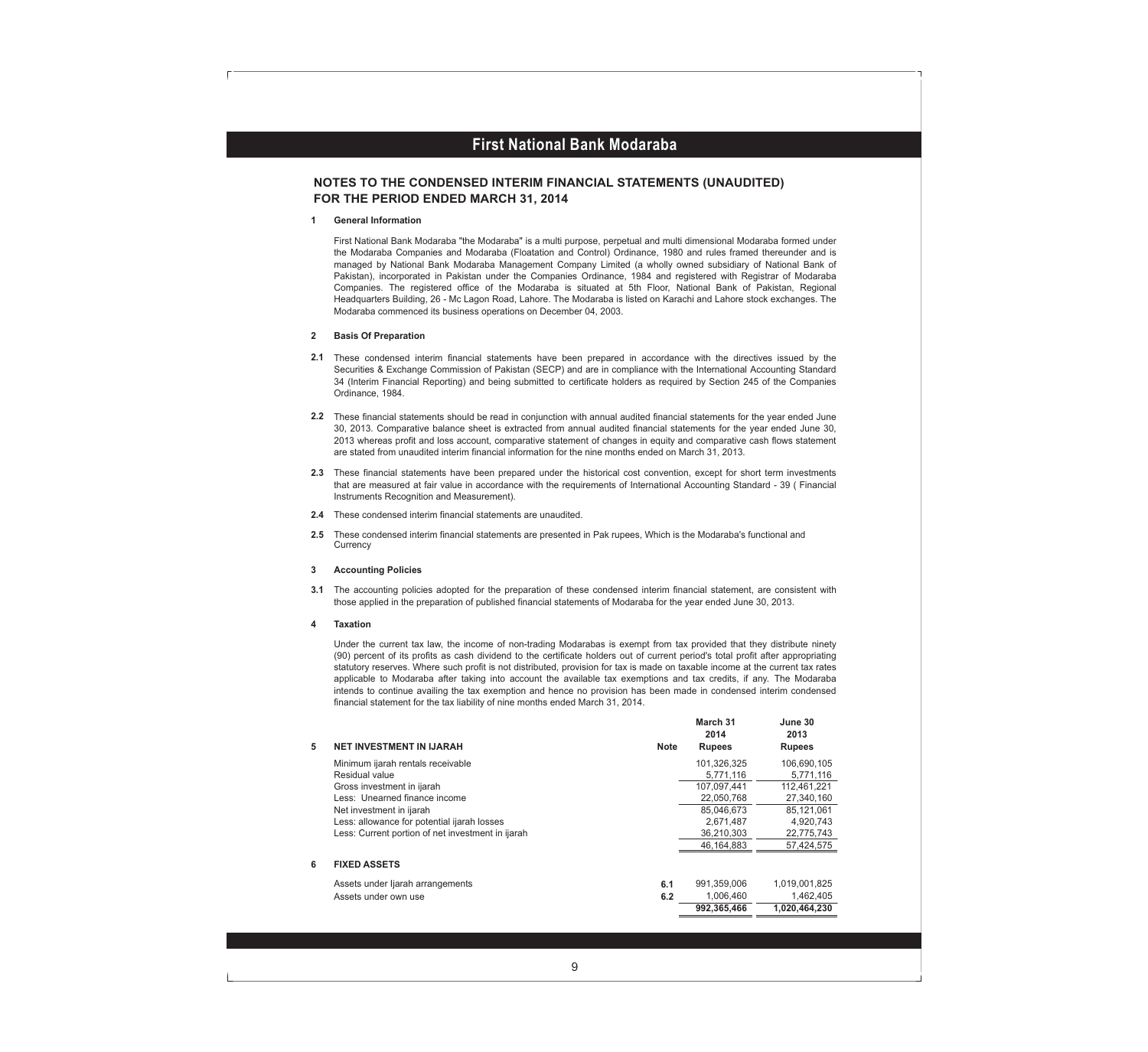## NOTES TO THE CONDENSED INTERIM FINANCIAL STATEMENTS (UNAUDITED) FOR THE PERIOD ENDED MARCH 31, 2014

### 1 General Information

First National Bank Modaraba "the Modaraba" is a multi purpose, perpetual and multi dimensional Modaraba formed under the Modaraba Companies and Modaraba (Floatation and Control) Ordinance, 1980 and rules framed thereunder and is managed by National Bank Modaraba Management Company Limited (a wholly owned subsidiary of National Bank of Pakistan), incorporated in Pakistan under the Companies Ordinance, 1984 and registered with Registrar of Modaraba Companies. The registered office of the Modaraba is situated at 5th Floor, National Bank of Pakistan, Regional Headquarters Building, 26 - Mc Lagon Road, Lahore. The Modaraba is listed on Karachi and Lahore stock exchanges. The Modaraba commenced its business operations on December 04, 2003.

### 2 Basis Of Preparation

**2.1** These condensed interim financial statements have been prepared in accordance with the directives issued by the Securities & Exchange Commission of Pakistan (SECP) and are in compliance with the International Accounting Standard 34 (Interim Financial Reporting) and being submitted to certificate holders as required by Section 245 of the Companies Ordinance, 1984.

**2.2** These financial statements should be read in conjunction with annual audited financial statements for the year ended June 30, 2013. Comparative balance sheet is extracted from annual audited financial statements for the year ended June 30, 2013 whereas profit and loss account, comparative statement of changes in equity and comparative cash flows statement are stated from unaudited interim financial information for the nine months ended on March 31, 2013.

**2.3** These financial statements have been prepared under the historical cost convention, except for short term investments that are measured at fair value in accordance with the requirements of International Accounting Standard - 39 ( Financial Instruments Recognition and Measurement).

**2.4** These condensed interim financial statements are unaudited.

**2.5** These condensed interim financial statements are presented in Pak rupees, Which is the Modaraba's functional and Currency

### 3 Accounting Policies

**3.1** The accounting policies adopted for the preparation of these condensed interim financial statement, are consistent with those applied in the preparation of published financial statements of Modaraba for the year ended June 30, 2013.

### 4 Taxation

Under the current tax law, the income of non-trading Modarabas is exempt from tax provided that they distribute ninety (90) percent of its profits as cash dividend to the certificate holders out of current period's total profit after appropriating statutory reserves. Where such profit is not distributed, provision for tax is made on taxable income at the current tax rates applicable to Modaraba after taking into account the available tax exemptions and tax credits, if any. The Modaraba intends to continue availing the tax exemption and hence no provision has been made in condensed interim condensed financial statement for the tax liability of nine months ended March 31, 2014.

| | Note | March 31 2014 Rupees | June 30 2013 Rupees |
|---|---|---|---|
| **5 NET INVESTMENT IN IJARAH** | | | |
| Minimum ijarah rentals receivable | | 101,326,325 | 106,690,105 |
| Residual value | | 5,771,116 | 5,771,116 |
| Gross investment in ijarah | | 107,097,441 | 112,461,221 |
| Less: Unearned finance income | | 22,050,768 | 27,340,160 |
| Net investment in ijarah | | 85,046,673 | 85,121,061 |
| Less: allowance for potential ijarah losses | | 2,671,487 | 4,920,743 |
| Less: Current portion of net investment in ijarah | | 36,210,303 | 22,775,743 |
| | | 46,164,883 | 57,424,575 |
| **6 FIXED ASSETS** | | | |
| Assets under Ijarah arrangements | 6.1 | 991,359,006 | 1,019,001,825 |
| Assets under own use | 6.2 | 1,006,460 | 1,462,405 |
| | | **992,365,466** | **1,020,464,230** |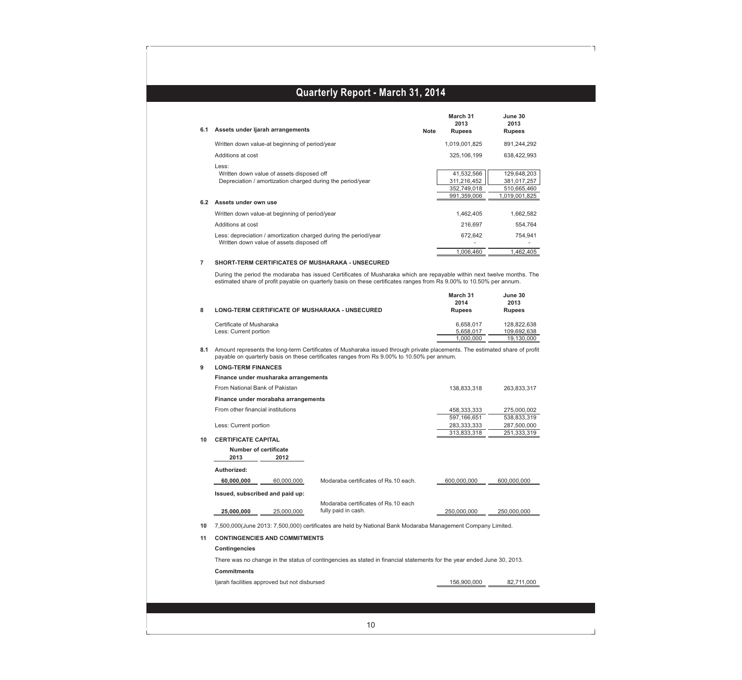| 6.1 Assets under Ijarah arrangements | Note | March 31 2013 Rupees | June 30 2013 Rupees |
|---|---|---|---|
| Written down value-at beginning of period/year | | 1,019,001,825 | 891,244,292 |
| Additions at cost | | 325,106,199 | 638,422,993 |
| Less: | | | |
| Written down value of assets disposed off | | 41,532,566 | 129,648,203 |
| Depreciation / amortization charged during the period/year | | 311,216,452 | 381,017,257 |
| | | 352,749,018 | 510,665,460 |
| | | 991,359,006 | 1,019,001,825 |

| 6.2 Assets under own use | | | |
|---|---|---|---|
| Written down value-at beginning of period/year | | 1,462,405 | 1,662,582 |
| Additions at cost | | 216,697 | 554,764 |
| Less: depreciation / amortization charged during the period/year | | 672,642 | 754,941 |
| Written down value of assets disposed off | | - | - |
| | | 1,006,460 | 1,462,405 |

## 7 SHORT-TERM CERTIFICATES OF MUSHARAKA - UNSECURED

During the period the modaraba has issued Certificates of Musharaka which are repayable within next twelve months. The estimated share of profit payable on quarterly basis on these certificates ranges from Rs 9.00% to 10.50% per annum.

| 8 LONG-TERM CERTIFICATE OF MUSHARAKA - UNSECURED | March 31 2014 Rupees | June 30 2013 Rupees |
|---|---|---|
| Certificate of Musharaka | 6,658,017 | 128,822,638 |
| Less: Current portion | 5,658,017 | 109,692,638 |
| | 1,000,000 | 19,130,000 |

**8.1** Amount represents the long-term Certificates of Musharaka issued through private placements. The estimated share of profit payable on quarterly basis on these certificates ranges from Rs 9.00% to 10.50% per annum.

## 9 LONG-TERM FINANCES

| | | |
|---|---|---|
| **Finance under musharaka arrangements** | | |
| From National Bank of Pakistan | 138,833,318 | 263,833,317 |
| **Finance under morabaha arrangements** | | |
| From other financial institutions | 458,333,333 | 275,000,002 |
| | 597,166,651 | 538,833,319 |
| Less: Current portion | 283,333,333 | 287,500,000 |
| | 313,833,318 | 251,333,319 |

## 10 CERTIFICATE CAPITAL

| Number of certificate 2013 | 2012 | | | |
|---|---|---|---|---|
| **Authorized:** | | | | |
| **60,000,000** | 60,000,000 | Modaraba certificates of Rs.10 each. | 600,000,000 | 600,000,000 |
| **Issued, subscribed and paid up:** | | | | |
| **25,000,000** | 25,000,000 | Modaraba certificates of Rs.10 each fully paid in cash. | 250,000,000 | 250,000,000 |

**10** 7,500,000(June 2013: 7,500,000) certificates are held by National Bank Modaraba Management Company Limited.

## 11 CONTINGENCIES AND COMMITMENTS

**Contingencies**

There was no change in the status of contingencies as stated in financial statements for the year ended June 30, 2013.

**Commitments**

| | | |
|---|---|---|
| Ijarah facilities approved but not disbursed | 156,900,000 | 82,711,000 |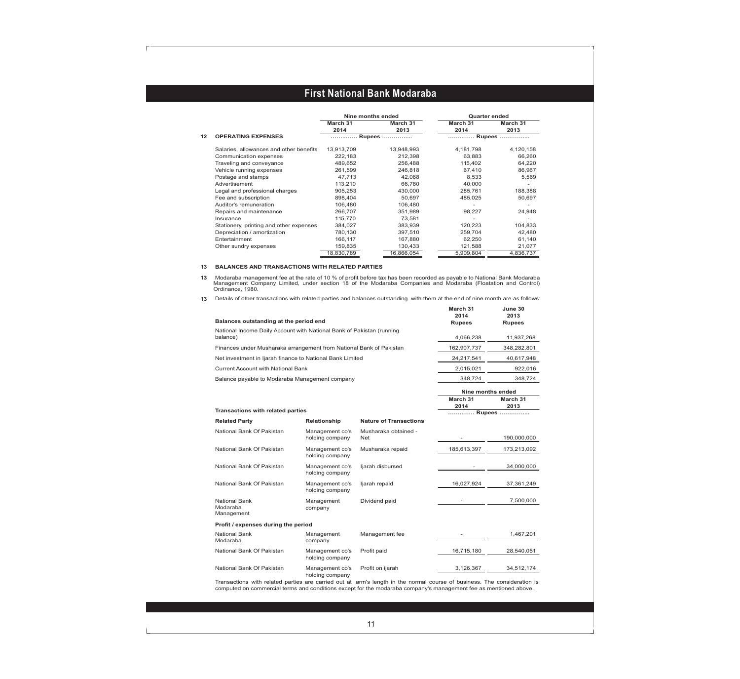| 12 OPERATING EXPENSES | Nine months ended March 31 2014 | Nine months ended March 31 2013 | Quarter ended March 31 2014 | Quarter ended March 31 2013 |
|---|---|---|---|---|
| | ............. Rupees ............... | | ............. Rupees ............... | |
| Salaries, allowances and other benefits | 13,913,709 | 13,948,993 | 4,181,798 | 4,120,158 |
| Communication expenses | 222,183 | 212,398 | 63,883 | 66,260 |
| Traveling and conveyance | 489,652 | 256,488 | 115,402 | 64,220 |
| Vehicle running expenses | 261,599 | 246,818 | 67,410 | 86,967 |
| Postage and stamps | 47,713 | 42,068 | 8,533 | 5,569 |
| Advertisement | 113,210 | 66,780 | 40,000 | - |
| Legal and professional charges | 905,253 | 430,000 | 285,761 | 188,388 |
| Fee and subscription | 898,404 | 50,697 | 485,025 | 50,697 |
| Auditor's remuneration | 106,480 | 106,480 | - | - |
| Repairs and maintenance | 266,707 | 351,989 | 98,227 | 24,948 |
| Insurance | 115,770 | 73,581 | - | - |
| Stationery, printing and other expenses | 384,027 | 383,939 | 120,223 | 104,833 |
| Depreciation / amortization | 780,130 | 397,510 | 259,704 | 42,480 |
| Entertainment | 166,117 | 167,880 | 62,250 | 61,140 |
| Other sundry expenses | 159,835 | 130,433 | 121,588 | 21,077 |
| | 18,830,789 | 16,866,054 | 5,909,804 | 4,836,737 |

## 13 BALANCES AND TRANSACTIONS WITH RELATED PARTIES

13 Modaraba management fee at the rate of 10 % of profit before tax has been recorded as payable to National Bank Modaraba Management Company Limited, under section 18 of the Modaraba Companies and Modaraba (Floatation and Control) Ordinance, 1980.

13 Details of other transactions with related parties and balances outstanding with them at the end of nine month are as follows:

| Balances outstanding at the period end | March 31 2014 Rupees | June 30 2013 Rupees |
|---|---|---|
| National Income Daily Account with National Bank of Pakistan (running balance) | 4,066,238 | 11,937,268 |
| Finances under Musharaka arrangement from National Bank of Pakistan | 162,907,737 | 348,282,801 |
| Net investment in Ijarah finance to National Bank Limited | 24,217,541 | 40,617,948 |
| Current Account with National Bank | 2,015,021 | 922,016 |
| Balance payable to Modaraba Management company | 348,724 | 348,724 |

| Transactions with related parties | | | Nine months ended March 31 2014 | Nine months ended March 31 2013 |
|---|---|---|---|---|
| | | | ............. Rupees ............... | |
| **Related Party** | **Relationship** | **Nature of Transactions** | | |
| National Bank Of Pakistan | Management co's holding company | Musharaka obtained - Net | - | 190,000,000 |
| National Bank Of Pakistan | Management co's holding company | Musharaka repaid | 185,613,397 | 173,213,092 |
| National Bank Of Pakistan | Management co's holding company | Ijarah disbursed | - | 34,000,000 |
| National Bank Of Pakistan | Management co's holding company | Ijarah repaid | 16,027,924 | 37,361,249 |
| National Bank Modaraba Management | Management company | Dividend paid | - | 7,500,000 |
| **Profit / expenses during the period** | | | | |
| National Bank Modaraba | Management company | Management fee | - | 1,467,201 |
| National Bank Of Pakistan | Management co's holding company | Profit paid | 16,715,180 | 28,540,051 |
| National Bank Of Pakistan | Management co's holding company | Profit on ijarah | 3,126,367 | 34,512,174 |

Transactions with related parties are carried out at arm's length in the normal course of business. The consideration is computed on commercial terms and conditions except for the modaraba company's management fee as mentioned above.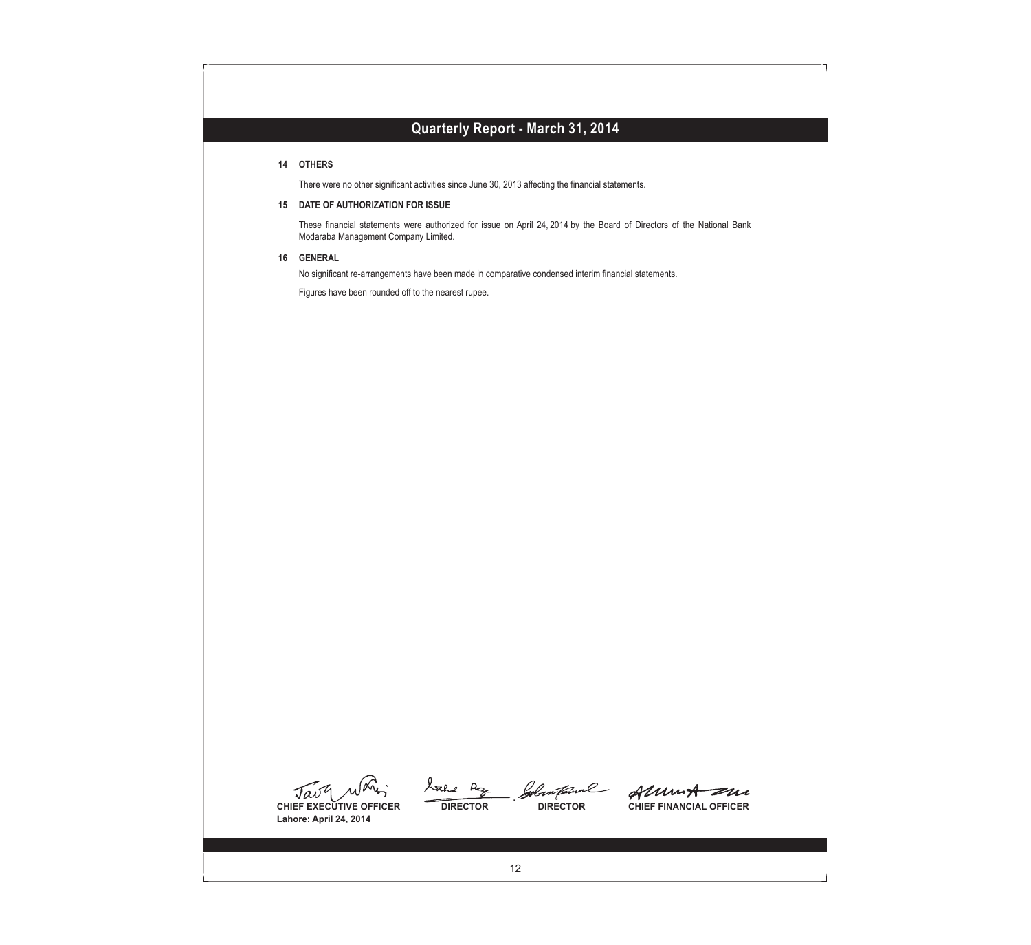## 14 OTHERS

There were no other significant activities since June 30, 2013 affecting the financial statements.

## 15 DATE OF AUTHORIZATION FOR ISSUE

These financial statements were authorized for issue on April 24, 2014 by the Board of Directors of the National Bank Modaraba Management Company Limited.

## 16 GENERAL

No significant re-arrangements have been made in comparative condensed interim financial statements.

Figures have been rounded off to the nearest rupee.

| | | | |
|---|---|---|---|
| **CHIEF EXECUTIVE OFFICER** | **DIRECTOR** | **DIRECTOR** | **CHIEF FINANCIAL OFFICER** |

**Lahore: April 24, 2014**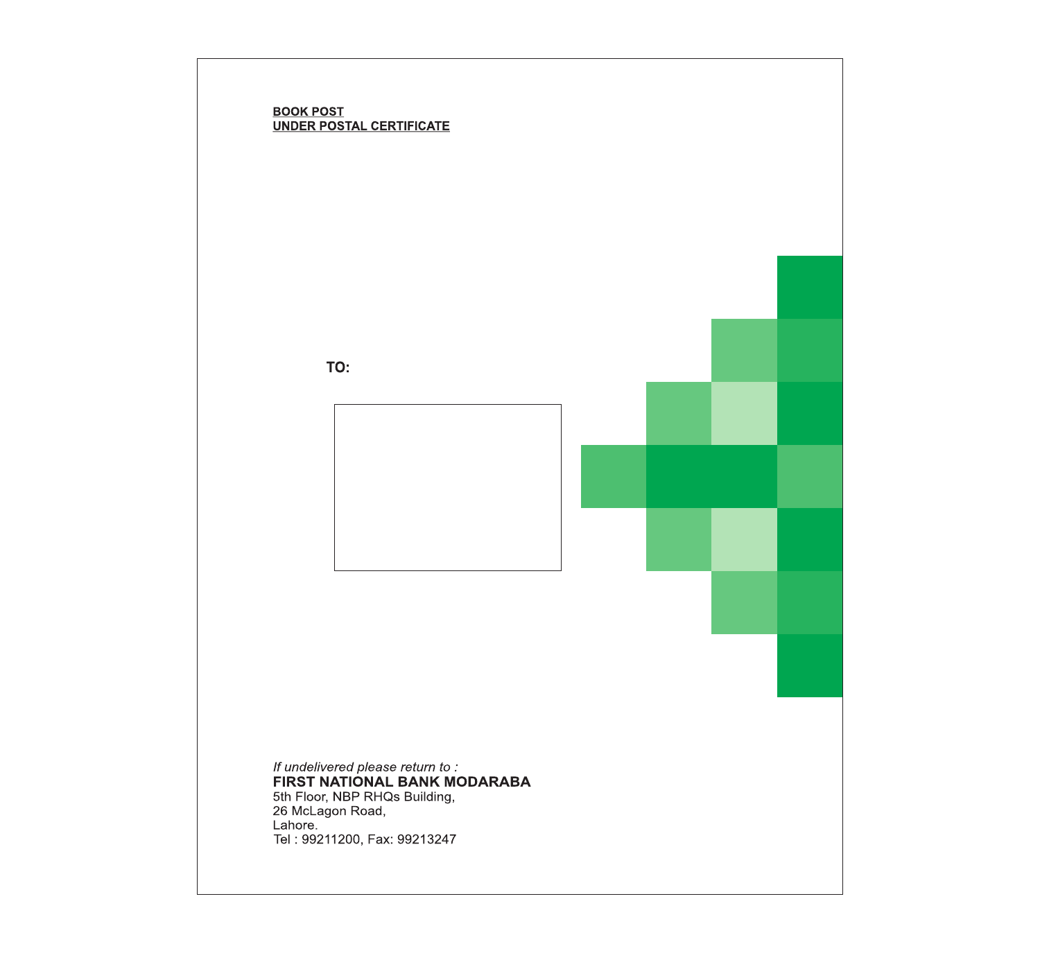**BOOK POST**
**UNDER POSTAL CERTIFICATE**

**TO:**

*If undelivered please return to :*
**FIRST NATIONAL BANK MODARABA**
5th Floor, NBP RHQs Building,
26 McLagon Road,
Lahore.
Tel : 99211200, Fax: 99213247